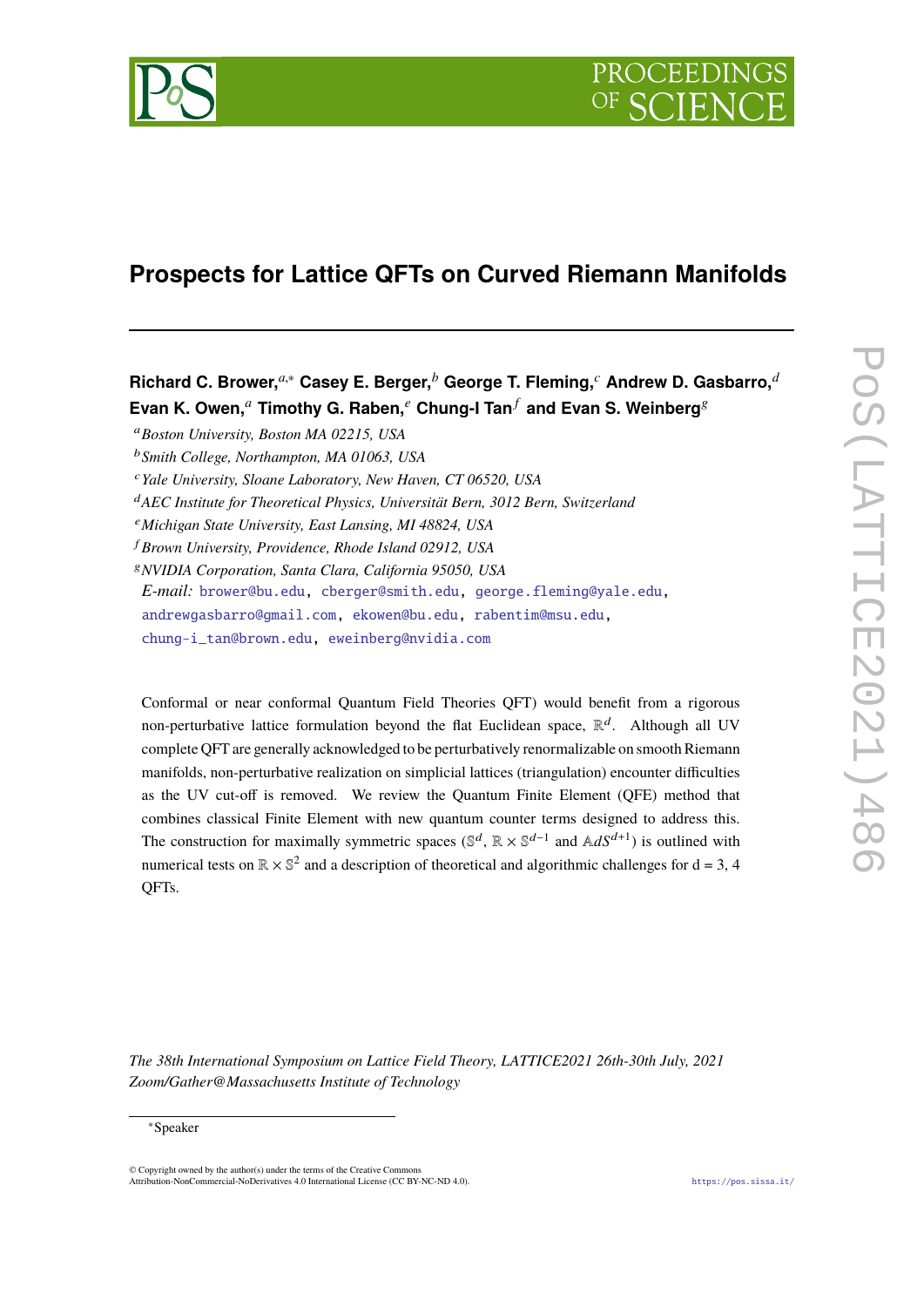# Prospects for Lattice QFTs on Curved Riemann Manifolds

**Richard C. Brower,**[a,*] **Casey E. Berger,**[b] **George T. Fleming,**[c] **Andrew D. Gasbarro,**[d] **Evan K. Owen,**[a] **Timothy G. Raben,**[e] **Chung-I Tan**[f] **and Evan S. Weinberg**[g]

[a] *Boston University, Boston MA 02215, USA*
[b] *Smith College, Northampton, MA 01063, USA*
[c] *Yale University, Sloane Laboratory, New Haven, CT 06520, USA*
[d] *AEC Institute for Theoretical Physics, Universität Bern, 3012 Bern, Switzerland*
[e] *Michigan State University, East Lansing, MI 48824, USA*
[f] *Brown University, Providence, Rhode Island 02912, USA*
[g] *NVIDIA Corporation, Santa Clara, California 95050, USA*

*E-mail:* brower@bu.edu, cberger@smith.edu, george.fleming@yale.edu, andrewgasbarro@gmail.com, ekowen@bu.edu, rabentim@msu.edu, chung-i_tan@brown.edu, eweinberg@nvidia.com

Conformal or near conformal Quantum Field Theories QFT) would benefit from a rigorous non-perturbative lattice formulation beyond the flat Euclidean space, $\mathbb{R}^d$. Although all UV complete QFT are generally acknowledged to be perturbatively renormalizable on smooth Riemann manifolds, non-perturbative realization on simplicial lattices (triangulation) encounter difficulties as the UV cut-off is removed. We review the Quantum Finite Element (QFE) method that combines classical Finite Element with new quantum counter terms designed to address this. The construction for maximally symmetric spaces ($\mathbb{S}^d$, $\mathbb{R} \times \mathbb{S}^{d-1}$ and $\mathbb{A}dS^{d+1}$) is outlined with numerical tests on $\mathbb{R} \times \mathbb{S}^2$ and a description of theoretical and algorithmic challenges for d = 3, 4 QFTs.

*The 38th International Symposium on Lattice Field Theory, LATTICE2021 26th-30th July, 2021 Zoom/Gather@Massachusetts Institute of Technology*

---

*Speaker

© Copyright owned by the author(s) under the terms of the Creative Commons Attribution-NonCommercial-NoDerivatives 4.0 International License (CC BY-NC-ND 4.0).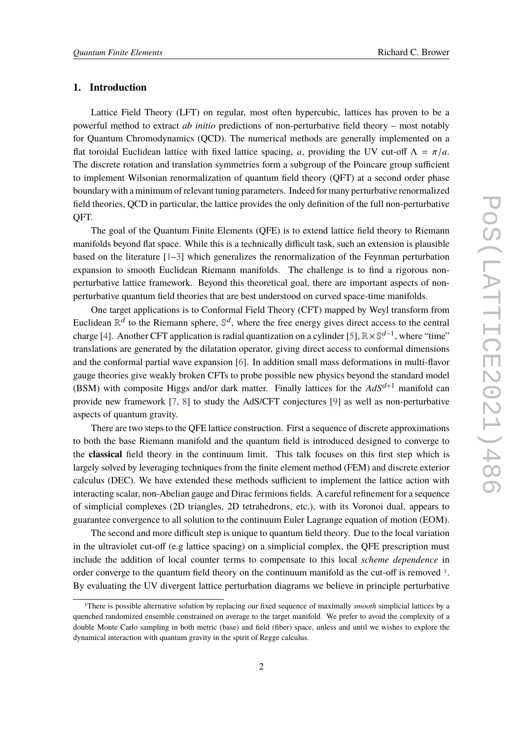## 1. Introduction

Lattice Field Theory (LFT) on regular, most often hypercubic, lattices has proven to be a powerful method to extract *ab initio* predictions of non-perturbative field theory – most notably for Quantum Chromodynamics (QCD). The numerical methods are generally implemented on a flat toroidal Euclidean lattice with fixed lattice spacing, $a$, providing the UV cut-off $\Lambda = \pi/a$. The discrete rotation and translation symmetries form a subgroup of the Poincare group sufficient to implement Wilsonian renormalization of quantum field theory (QFT) at a second order phase boundary with a minimum of relevant tuning parameters. Indeed for many perturbative renormalized field theories, QCD in particular, the lattice provides the only definition of the full non-perturbative QFT.

The goal of the Quantum Finite Elements (QFE) is to extend lattice field theory to Riemann manifolds beyond flat space. While this is a technically difficult task, such an extension is plausible based on the literature [1–3] which generalizes the renormalization of the Feynman perturbation expansion to smooth Euclidean Riemann manifolds. The challenge is to find a rigorous non-perturbative lattice framework. Beyond this theoretical goal, there are important aspects of non-perturbative quantum field theories that are best understood on curved space-time manifolds.

One target applications is to Conformal Field Theory (CFT) mapped by Weyl transform from Euclidean $\mathbb{R}^d$ to the Riemann sphere, $\mathbb{S}^d$, where the free energy gives direct access to the central charge [4]. Another CFT application is radial quantization on a cylinder [5], $\mathbb{R}\times\mathbb{S}^{d-1}$, where "time" translations are generated by the dilatation operator, giving direct access to conformal dimensions and the conformal partial wave expansion [6]. In addition small mass deformations in multi-flavor gauge theories give weakly broken CFTs to probe possible new physics beyond the standard model (BSM) with composite Higgs and/or dark matter. Finally lattices for the $AdS^{d+1}$ manifold can provide new framework [7, 8] to study the AdS/CFT conjectures [9] as well as non-perturbative aspects of quantum gravity.

There are two steps to the QFE lattice construction. First a sequence of discrete approximations to both the base Riemann manifold and the quantum field is introduced designed to converge to the **classical** field theory in the continuum limit. This talk focuses on this first step which is largely solved by leveraging techniques from the finite element method (FEM) and discrete exterior calculus (DEC). We have extended these methods sufficient to implement the lattice action with interacting scalar, non-Abelian gauge and Dirac fermions fields. A careful refinement for a sequence of simplicial complexes (2D triangles, 2D tetrahedrons, etc.), with its Voronoi dual, appears to guarantee convergence to all solution to the continuum Euler Lagrange equation of motion (EOM).

The second and more difficult step is unique to quantum field theory. Due to the local variation in the ultraviolet cut-off (e.g lattice spacing) on a simplicial complex, the QFE prescription must include the addition of local counter terms to compensate to this local *scheme dependence* in order converge to the quantum field theory on the continuum manifold as the cut-off is removed [1]. By evaluating the UV divergent lattice perturbation diagrams we believe in principle perturbative

[1]There is possible alternative solution by replacing our fixed sequence of maximally *smooth* simplicial lattices by a quenched randomized ensemble constrained on average to the target manifold. We prefer to avoid the complexity of a double Monte Carlo sampling in both metric (base) and field (fiber) space, unless and until we wishes to explore the dynamical interaction with quantum gravity in the spirit of Regge calculus.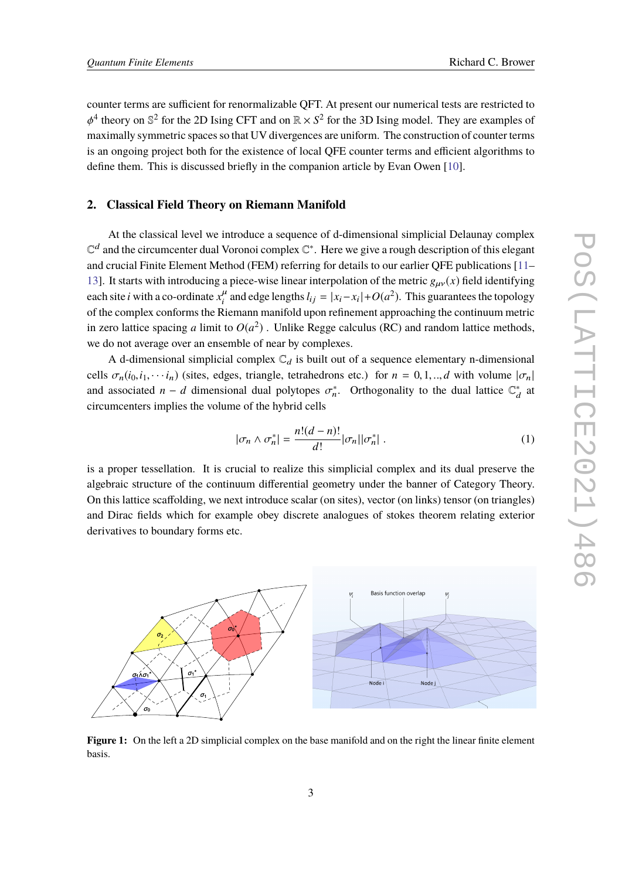counter terms are sufficient for renormalizable QFT. At present our numerical tests are restricted to $\phi^4$ theory on $\mathbb{S}^2$ for the 2D Ising CFT and on $\mathbb{R} \times S^2$ for the 3D Ising model. They are examples of maximally symmetric spaces so that UV divergences are uniform. The construction of counter terms is an ongoing project both for the existence of local QFE counter terms and efficient algorithms to define them. This is discussed briefly in the companion article by Evan Owen [10].

## 2. Classical Field Theory on Riemann Manifold

At the classical level we introduce a sequence of d-dimensional simplicial Delaunay complex $\mathbb{C}^d$ and the circumcenter dual Voronoi complex $\mathbb{C}^*$. Here we give a rough description of this elegant and crucial Finite Element Method (FEM) referring for details to our earlier QFE publications [11–13]. It starts with introducing a piece-wise linear interpolation of the metric $g_{\mu\nu}(x)$ field identifying each site $i$ with a co-ordinate $x_i^\mu$ and edge lengths $l_{ij} = |x_i - x_i| + O(a^2)$. This guarantees the topology of the complex conforms the Riemann manifold upon refinement approaching the continuum metric in zero lattice spacing $a$ limit to $O(a^2)$ . Unlike Regge calculus (RC) and random lattice methods, we do not average over an ensemble of near by complexes.

A d-dimensional simplicial complex $\mathbb{C}_d$ is built out of a sequence elementary n-dimensional cells $\sigma_n(i_0, i_1, \cdots i_n)$ (sites, edges, triangle, tetrahedrons etc.) for $n = 0, 1, .., d$ with volume $|\sigma_n|$ and associated $n - d$ dimensional dual polytopes $\sigma_n^*$. Orthogonality to the dual lattice $\mathbb{C}_d^*$ at circumcenters implies the volume of the hybrid cells

$$|\sigma_n \wedge \sigma_n^*| = \frac{n!(d-n)!}{d!} |\sigma_n||\sigma_n^*| \ . \tag{1}$$

is a proper tessellation. It is crucial to realize this simplicial complex and its dual preserve the algebraic structure of the continuum differential geometry under the banner of Category Theory. On this lattice scaffolding, we next introduce scalar (on sites), vector (on links) tensor (on triangles) and Dirac fields which for example obey discrete analogues of stokes theorem relating exterior derivatives to boundary forms etc.

**Figure 1:** On the left a 2D simplicial complex on the base manifold and on the right the linear finite element basis.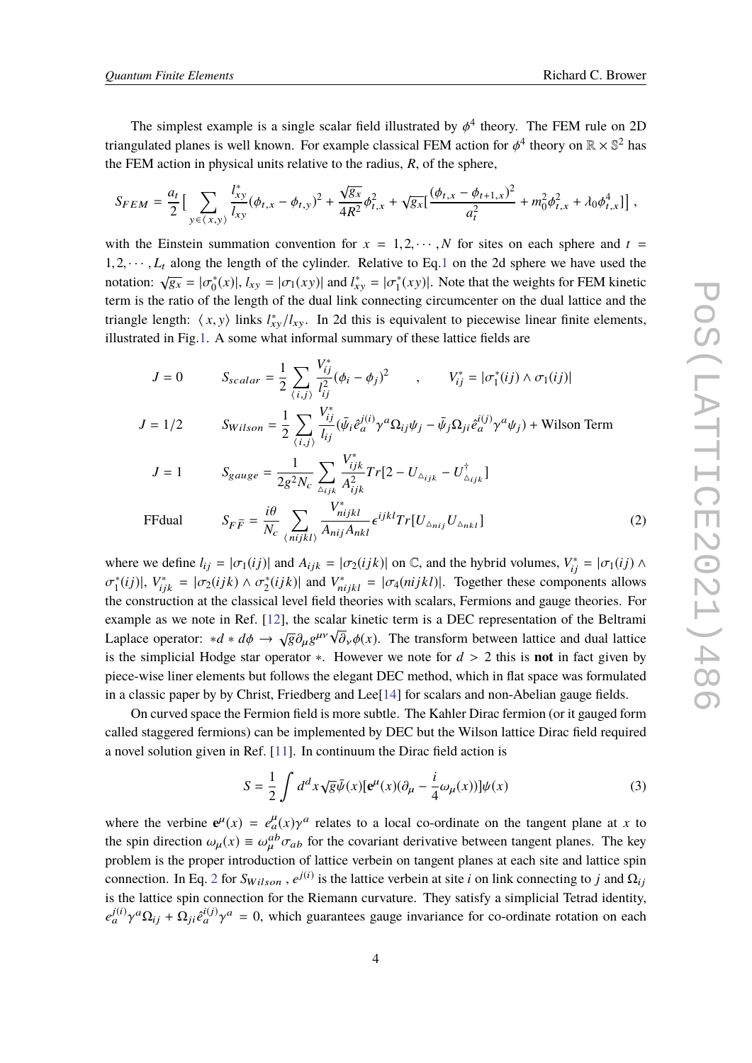The simplest example is a single scalar field illustrated by $\phi^4$ theory. The FEM rule on 2D triangulated planes is well known. For example classical FEM action for $\phi^4$ theory on $\mathbb{R}\times\mathbb{S}^2$ has the FEM action in physical units relative to the radius, $R$, of the sphere,

$$S_{FEM} = \frac{a_t}{2}\Big[\sum_{y\in\langle x,y\rangle}\frac{l^*_{xy}}{l_{xy}}(\phi_{t,x}-\phi_{t,y})^2 + \frac{\sqrt{g_x}}{4R^2}\phi^2_{t,x} + \sqrt{g_x}\Big[\frac{(\phi_{t,x}-\phi_{t+1,x})^2}{a_t^2} + m_0^2\phi^2_{t,x} + \lambda_0\phi^4_{t,x}\Big]\Big] \, ,$$

with the Einstein summation convention for $x = 1,2,\cdots,N$ for sites on each sphere and $t = 1,2,\cdots,L_t$ along the length of the cylinder. Relative to Eq.1 on the 2d sphere we have used the notation: $\sqrt{g_x} = |\sigma^*_0(x)|$, $l_{xy} = |\sigma_1(xy)|$ and $l^*_{xy} = |\sigma^*_1(xy)|$. Note that the weights for FEM kinetic term is the ratio of the length of the dual link connecting circumcenter on the dual lattice and the triangle length: $\langle x,y\rangle$ links $l^*_{xy}/l_{xy}$. In 2d this is equivalent to piecewise linear finite elements, illustrated in Fig.1. A some what informal summary of these lattice fields are

$$\begin{aligned}
J=0 \qquad & S_{scalar} = \frac{1}{2}\sum_{\langle i,j\rangle}\frac{V^*_{ij}}{l^2_{ij}}(\phi_i-\phi_j)^2 \qquad , \qquad V^*_{ij} = |\sigma^*_1(ij)\wedge\sigma_1(ij)| \\
J=1/2 \qquad & S_{Wilson} = \frac{1}{2}\sum_{\langle i,j\rangle}\frac{V^*_{ij}}{l_{ij}}(\bar\psi_i\hat{e}^{j(i)}_a\gamma^a\Omega_{ij}\psi_j - \bar\psi_j\Omega_{ji}\hat{e}^{i(j)}_a\gamma^a\psi_j) + \text{Wilson Term} \\
J=1 \qquad & S_{gauge} = \frac{1}{2g^2N_c}\sum_{\triangle_{ijk}}\frac{V^*_{ijk}}{A^2_{ijk}}Tr[2-U_{\triangle_{ijk}}-U^\dagger_{\triangle_{ijk}}] \\
\text{FFdual} \qquad & S_{F\widetilde{F}} = \frac{i\theta}{N_c}\sum_{\langle nijkl\rangle}\frac{V^*_{nijkl}}{A_{nij}A_{nkl}}\epsilon^{ijkl}Tr[U_{\triangle_{nij}}U_{\triangle_{nkl}}]
\end{aligned} \tag{2}$$

where we define $l_{ij} = |\sigma_1(ij)|$ and $A_{ijk} = |\sigma_2(ijk)|$ on $\mathbb{C}$, and the hybrid volumes, $V^*_{ij} = |\sigma_1(ij)\wedge\sigma^*_1(ij)|$, $V^*_{ijk} = |\sigma_2(ijk)\wedge\sigma^*_2(ijk)|$ and $V^*_{nijkl} = |\sigma_4(nijkl)|$. Together these components allows the construction at the classical level field theories with scalars, Fermions and gauge theories. For example as we note in Ref. [12], the scalar kinetic term is a DEC representation of the Beltrami Laplace operator: $*d*d\phi \to \sqrt{g}\partial_\mu g^{\mu\nu}\sqrt{\partial}_\nu\phi(x)$. The transform between lattice and dual lattice is the simplicial Hodge star operator $*$. However we note for $d>2$ this is **not** in fact given by piece-wise liner elements but follows the elegant DEC method, which in flat space was formulated in a classic paper by by Christ, Friedberg and Lee[14] for scalars and non-Abelian gauge fields.

On curved space the Fermion field is more subtle. The Kahler Dirac fermion (or it gauged form called staggered fermions) can be implemented by DEC but the Wilson lattice Dirac field required a novel solution given in Ref. [11]. In continuum the Dirac field action is

$$S = \frac{1}{2}\int d^dx\sqrt{g}\bar\psi(x)[\mathbf{e}^\mu(x)(\partial_\mu - \frac{i}{4}\omega_\mu(x))]\psi(x) \tag{3}$$

where the verbine $\mathbf{e}^\mu(x) = e^\mu_a(x)\gamma^a$ relates to a local co-ordinate on the tangent plane at $x$ to the spin direction $\omega_\mu(x) \equiv \omega^{ab}_\mu\sigma_{ab}$ for the covariant derivative between tangent planes. The key problem is the proper introduction of lattice verbein on tangent planes at each site and lattice spin connection. In Eq. 2 for $S_{Wilson}$ , $e^{j(i)}$ is the lattice verbein at site $i$ on link connecting to $j$ and $\Omega_{ij}$ is the lattice spin connection for the Riemann curvature. They satisfy a simplicial Tetrad identity, $e^{j(i)}_a\gamma^a\Omega_{ij} + \Omega_{ji}\hat{e}^{i(j)}_a\gamma^a = 0$, which guarantees gauge invariance for co-ordinate rotation on each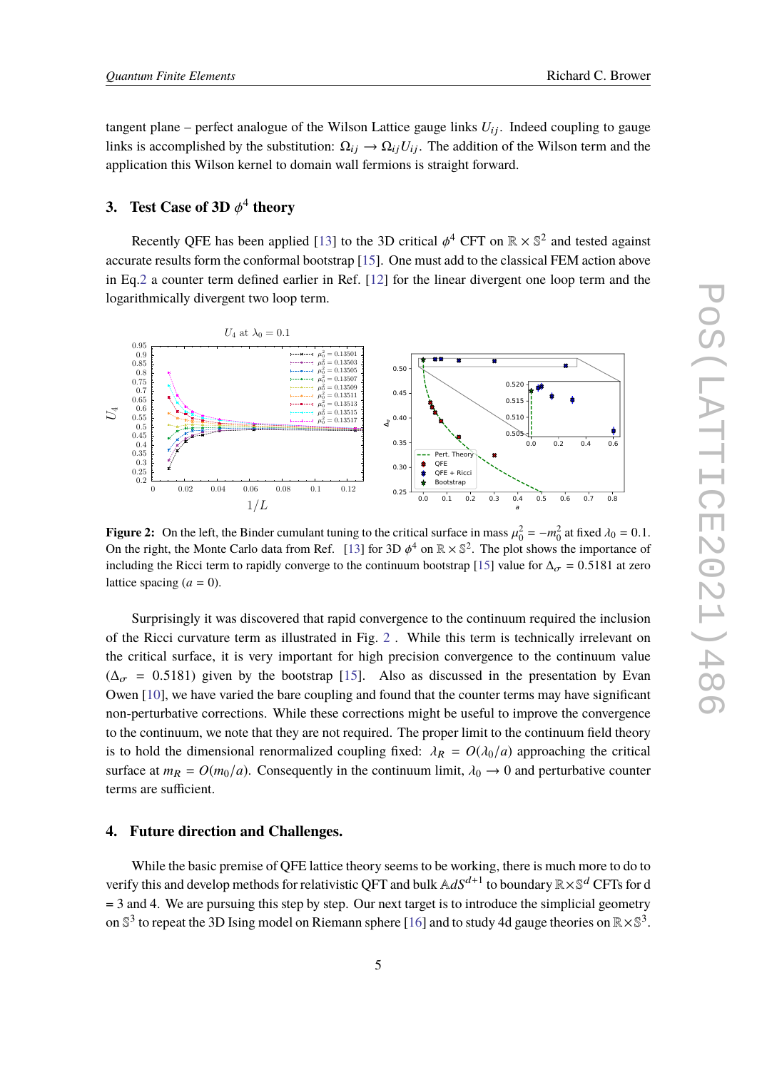tangent plane – perfect analogue of the Wilson Lattice gauge links $U_{ij}$. Indeed coupling to gauge links is accomplished by the substitution: $\Omega_{ij} \to \Omega_{ij} U_{ij}$. The addition of the Wilson term and the application this Wilson kernel to domain wall fermions is straight forward.

## 3. Test Case of 3D $\phi^4$ theory

Recently QFE has been applied [13] to the 3D critical $\phi^4$ CFT on $\mathbb{R} \times \mathbb{S}^2$ and tested against accurate results form the conformal bootstrap [15]. One must add to the classical FEM action above in Eq.2 a counter term defined earlier in Ref. [12] for the linear divergent one loop term and the logarithmically divergent two loop term.

$U_4$ at $\lambda_0 = 0.1$

$U_4$

$1/L$

0 0.02 0.04 0.06 0.08 0.1 0.12

0.2 0.25 0.3 0.35 0.4 0.45 0.5 0.55 0.6 0.65 0.7 0.75 0.8 0.85 0.9 0.95

$\mu_0^2 = 0.13501$
$\mu_0^2 = 0.13503$
$\mu_0^2 = 0.13505$
$\mu_0^2 = 0.13507$
$\mu_0^2 = 0.13509$
$\mu_0^2 = 0.13511$
$\mu_0^2 = 0.13513$
$\mu_0^2 = 0.13515$
$\mu_0^2 = 0.13517$

$\Delta_\sigma$

$a$

0.0 0.1 0.2 0.3 0.4 0.5 0.6 0.7 0.8

0.25 0.30 0.35 0.40 0.45 0.50

0.0 0.2 0.4 0.6

0.505 0.510 0.515 0.520

Pert. Theory
QFE
QFE + Ricci
Bootstrap

**Figure 2:** On the left, the Binder cumulant tuning to the critical surface in mass $\mu_0^2 = -m_0^2$ at fixed $\lambda_0 = 0.1$. On the right, the Monte Carlo data from Ref. [13] for 3D $\phi^4$ on $\mathbb{R} \times \mathbb{S}^2$. The plot shows the importance of including the Ricci term to rapidly converge to the continuum bootstrap [15] value for $\Delta_\sigma = 0.5181$ at zero lattice spacing ($a = 0$).

Surprisingly it was discovered that rapid convergence to the continuum required the inclusion of the Ricci curvature term as illustrated in Fig. 2 . While this term is technically irrelevant on the critical surface, it is very important for high precision convergence to the continuum value ($\Delta_\sigma = 0.5181$) given by the bootstrap [15]. Also as discussed in the presentation by Evan Owen [10], we have varied the bare coupling and found that the counter terms may have significant non-perturbative corrections. While these corrections might be useful to improve the convergence to the continuum, we note that they are not required. The proper limit to the continuum field theory is to hold the dimensional renormalized coupling fixed: $\lambda_R = O(\lambda_0/a)$ approaching the critical surface at $m_R = O(m_0/a)$. Consequently in the continuum limit, $\lambda_0 \to 0$ and perturbative counter terms are sufficient.

## 4. Future direction and Challenges.

While the basic premise of QFE lattice theory seems to be working, there is much more to do to verify this and develop methods for relativistic QFT and bulk $\mathbb{A}dS^{d+1}$ to boundary $\mathbb{R} \times \mathbb{S}^d$ CFTs for d = 3 and 4. We are pursuing this step by step. Our next target is to introduce the simplicial geometry on $\mathbb{S}^3$ to repeat the 3D Ising model on Riemann sphere [16] and to study 4d gauge theories on $\mathbb{R} \times \mathbb{S}^3$.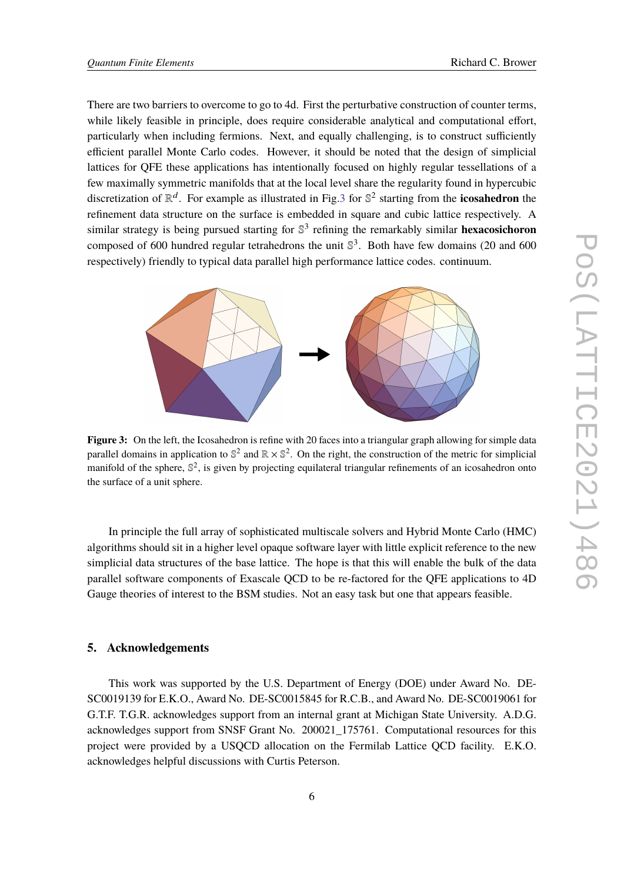There are two barriers to overcome to go to 4d. First the perturbative construction of counter terms, while likely feasible in principle, does require considerable analytical and computational effort, particularly when including fermions. Next, and equally challenging, is to construct sufficiently efficient parallel Monte Carlo codes. However, it should be noted that the design of simplicial lattices for QFE these applications has intentionally focused on highly regular tessellations of a few maximally symmetric manifolds that at the local level share the regularity found in hypercubic discretization of $\mathbb{R}^d$. For example as illustrated in Fig.3 for $\mathbb{S}^2$ starting from the **icosahedron** the refinement data structure on the surface is embedded in square and cubic lattice respectively. A similar strategy is being pursued starting for $\mathbb{S}^3$ refining the remarkably similar **hexacosichoron** composed of 600 hundred regular tetrahedrons the unit $\mathbb{S}^3$. Both have few domains (20 and 600 respectively) friendly to typical data parallel high performance lattice codes. continuum.

**Figure 3:** On the left, the Icosahedron is refine with 20 faces into a triangular graph allowing for simple data parallel domains in application to $\mathbb{S}^2$ and $\mathbb{R} \times \mathbb{S}^2$. On the right, the construction of the metric for simplicial manifold of the sphere, $\mathbb{S}^2$, is given by projecting equilateral triangular refinements of an icosahedron onto the surface of a unit sphere.

In principle the full array of sophisticated multiscale solvers and Hybrid Monte Carlo (HMC) algorithms should sit in a higher level opaque software layer with little explicit reference to the new simplicial data structures of the base lattice. The hope is that this will enable the bulk of the data parallel software components of Exascale QCD to be re-factored for the QFE applications to 4D Gauge theories of interest to the BSM studies. Not an easy task but one that appears feasible.

## 5. Acknowledgements

This work was supported by the U.S. Department of Energy (DOE) under Award No. DE-SC0019139 for E.K.O., Award No. DE-SC0015845 for R.C.B., and Award No. DE-SC0019061 for G.T.F. T.G.R. acknowledges support from an internal grant at Michigan State University. A.D.G. acknowledges support from SNSF Grant No. 200021_175761. Computational resources for this project were provided by a USQCD allocation on the Fermilab Lattice QCD facility. E.K.O. acknowledges helpful discussions with Curtis Peterson.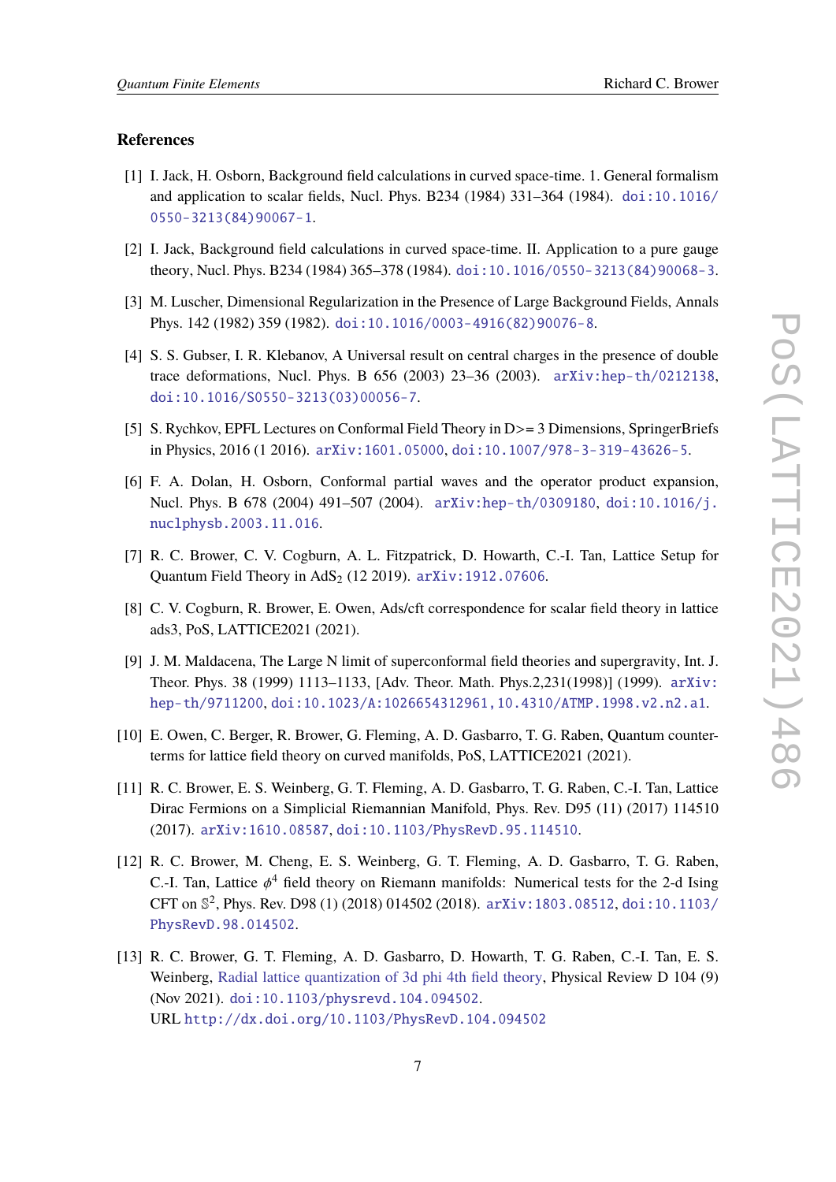## References

[1] I. Jack, H. Osborn, Background field calculations in curved space-time. 1. General formalism and application to scalar fields, Nucl. Phys. B234 (1984) 331–364 (1984). doi:10.1016/0550-3213(84)90067-1.

[2] I. Jack, Background field calculations in curved space-time. II. Application to a pure gauge theory, Nucl. Phys. B234 (1984) 365–378 (1984). doi:10.1016/0550-3213(84)90068-3.

[3] M. Luscher, Dimensional Regularization in the Presence of Large Background Fields, Annals Phys. 142 (1982) 359 (1982). doi:10.1016/0003-4916(82)90076-8.

[4] S. S. Gubser, I. R. Klebanov, A Universal result on central charges in the presence of double trace deformations, Nucl. Phys. B 656 (2003) 23–36 (2003). arXiv:hep-th/0212138, doi:10.1016/S0550-3213(03)00056-7.

[5] S. Rychkov, EPFL Lectures on Conformal Field Theory in D>= 3 Dimensions, SpringerBriefs in Physics, 2016 (1 2016). arXiv:1601.05000, doi:10.1007/978-3-319-43626-5.

[6] F. A. Dolan, H. Osborn, Conformal partial waves and the operator product expansion, Nucl. Phys. B 678 (2004) 491–507 (2004). arXiv:hep-th/0309180, doi:10.1016/j.nuclphysb.2003.11.016.

[7] R. C. Brower, C. V. Cogburn, A. L. Fitzpatrick, D. Howarth, C.-I. Tan, Lattice Setup for Quantum Field Theory in $AdS_2$ (12 2019). arXiv:1912.07606.

[8] C. V. Cogburn, R. Brower, E. Owen, Ads/cft correspondence for scalar field theory in lattice ads3, PoS, LATTICE2021 (2021).

[9] J. M. Maldacena, The Large N limit of superconformal field theories and supergravity, Int. J. Theor. Phys. 38 (1999) 1113–1133, [Adv. Theor. Math. Phys.2,231(1998)] (1999). arXiv:hep-th/9711200, doi:10.1023/A:1026654312961,10.4310/ATMP.1998.v2.n2.a1.

[10] E. Owen, C. Berger, R. Brower, G. Fleming, A. D. Gasbarro, T. G. Raben, Quantum counterterms for lattice field theory on curved manifolds, PoS, LATTICE2021 (2021).

[11] R. C. Brower, E. S. Weinberg, G. T. Fleming, A. D. Gasbarro, T. G. Raben, C.-I. Tan, Lattice Dirac Fermions on a Simplicial Riemannian Manifold, Phys. Rev. D95 (11) (2017) 114510 (2017). arXiv:1610.08587, doi:10.1103/PhysRevD.95.114510.

[12] R. C. Brower, M. Cheng, E. S. Weinberg, G. T. Fleming, A. D. Gasbarro, T. G. Raben, C.-I. Tan, Lattice $\phi^4$ field theory on Riemann manifolds: Numerical tests for the 2-d Ising CFT on $\mathbb{S}^2$, Phys. Rev. D98 (1) (2018) 014502 (2018). arXiv:1803.08512, doi:10.1103/PhysRevD.98.014502.

[13] R. C. Brower, G. T. Fleming, A. D. Gasbarro, D. Howarth, T. G. Raben, C.-I. Tan, E. S. Weinberg, Radial lattice quantization of 3d phi 4th field theory, Physical Review D 104 (9) (Nov 2021). doi:10.1103/physrevd.104.094502.
URL http://dx.doi.org/10.1103/PhysRevD.104.094502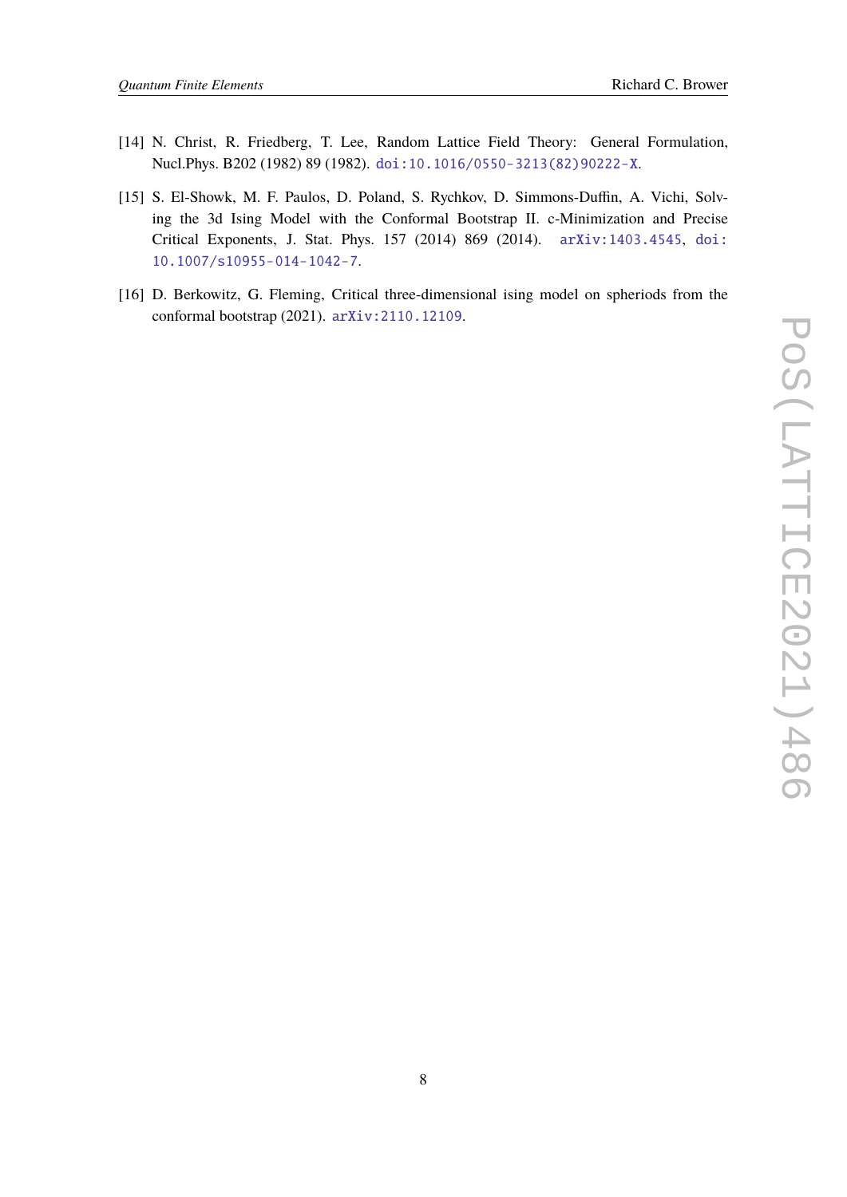[14] N. Christ, R. Friedberg, T. Lee, Random Lattice Field Theory: General Formulation, Nucl.Phys. B202 (1982) 89 (1982). doi:10.1016/0550-3213(82)90222-X.

[15] S. El-Showk, M. F. Paulos, D. Poland, S. Rychkov, D. Simmons-Duffin, A. Vichi, Solving the 3d Ising Model with the Conformal Bootstrap II. c-Minimization and Precise Critical Exponents, J. Stat. Phys. 157 (2014) 869 (2014). arXiv:1403.4545, doi:10.1007/s10955-014-1042-7.

[16] D. Berkowitz, G. Fleming, Critical three-dimensional ising model on spheriods from the conformal bootstrap (2021). arXiv:2110.12109.